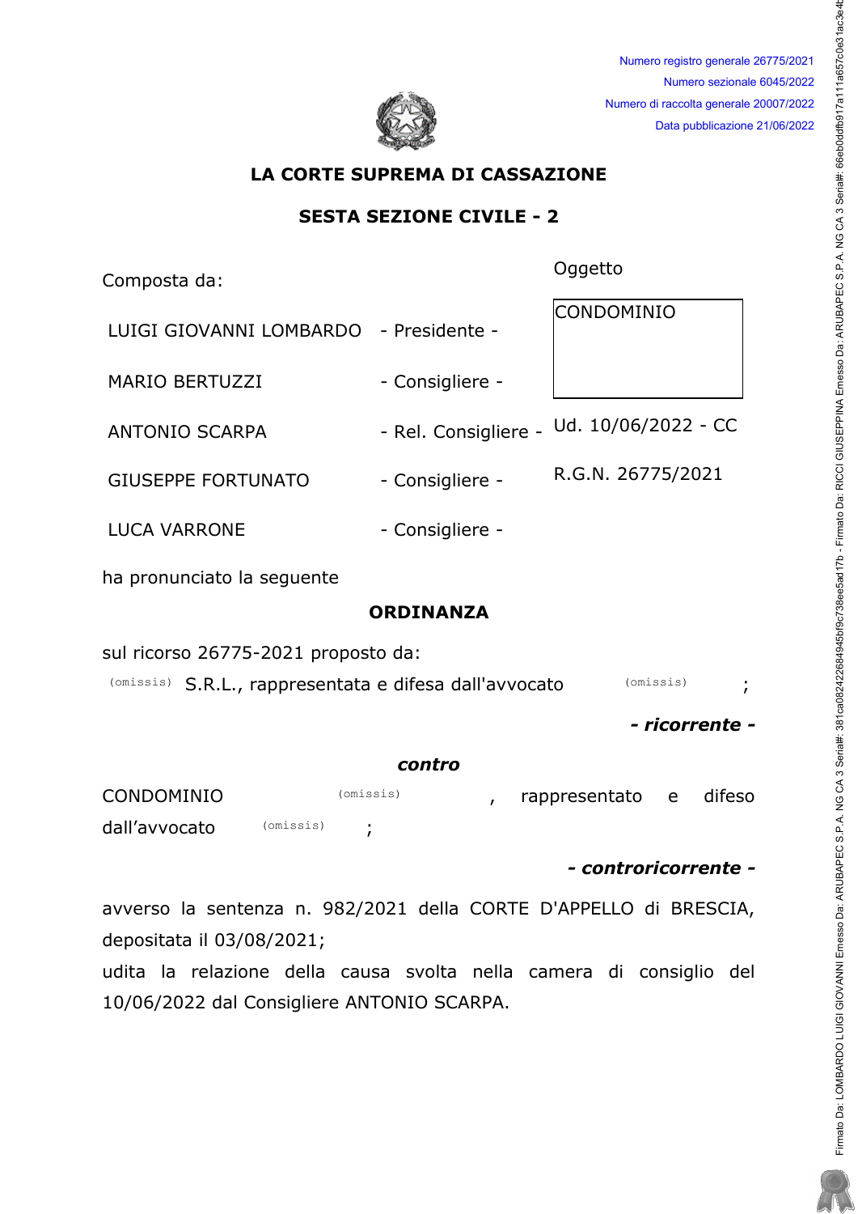Numero registro generale 26775/2021
Numero sezionale 6045/2022
Numero di raccolta generale 20007/2022
Data pubblicazione 21/06/2022

# LA CORTE SUPREMA DI CASSAZIONE

## SESTA SEZIONE CIVILE - 2

Composta da:

LUIGI GIOVANNI LOMBARDO - Presidente -

MARIO BERTUZZI - Consigliere -

ANTONIO SCARPA - Rel. Consigliere -

GIUSEPPE FORTUNATO - Consigliere -

LUCA VARRONE - Consigliere -

Oggetto

CONDOMINIO

Ud. 10/06/2022 - CC

R.G.N. 26775/2021

ha pronunciato la seguente

## ORDINANZA

sul ricorso 26775-2021 proposto da:

(omissis) S.R.L., rappresentata e difesa dall'avvocato (omissis);

***- ricorrente -***

***contro***

CONDOMINIO (omissis), rappresentato e difeso dall'avvocato (omissis);

***- controricorrente -***

avverso la sentenza n. 982/2021 della CORTE D'APPELLO di BRESCIA, depositata il 03/08/2021;

udita la relazione della causa svolta nella camera di consiglio del 10/06/2022 dal Consigliere ANTONIO SCARPA.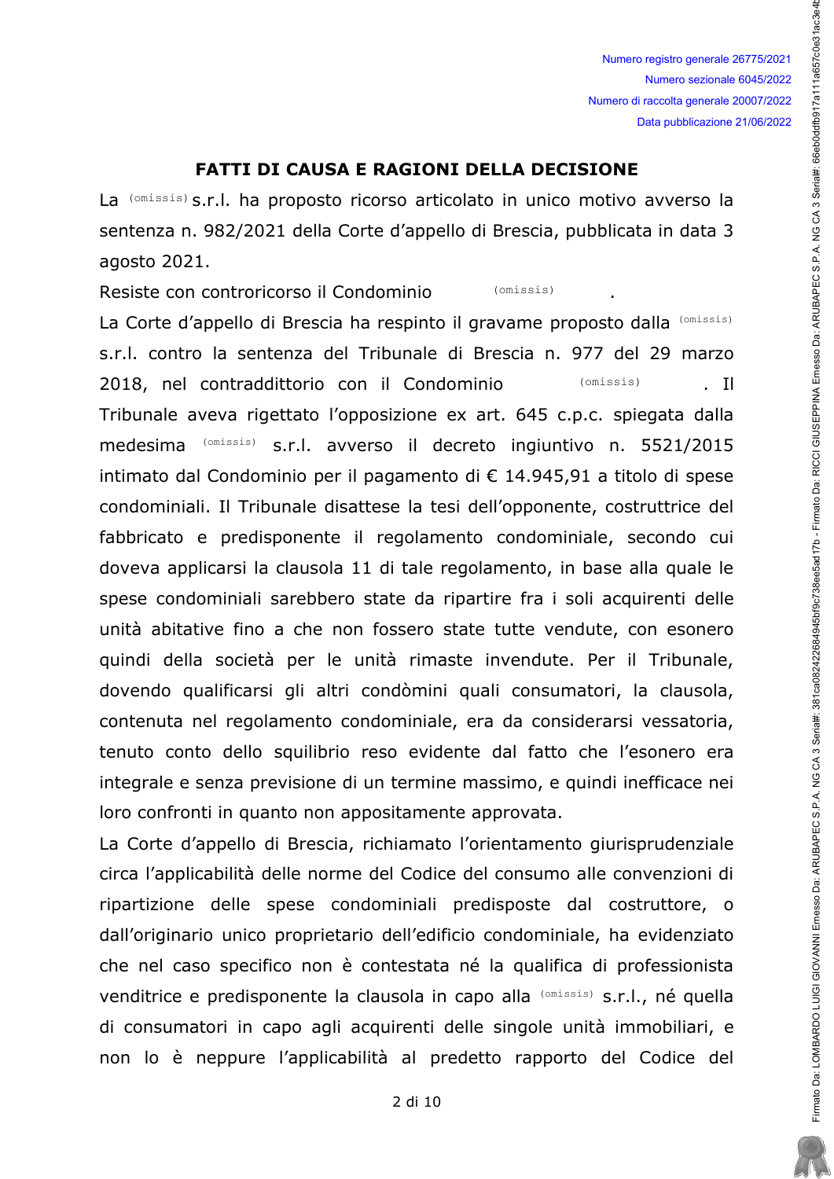## FATTI DI CAUSA E RAGIONI DELLA DECISIONE

La (omissis) s.r.l. ha proposto ricorso articolato in unico motivo avverso la sentenza n. 982/2021 della Corte d'appello di Brescia, pubblicata in data 3 agosto 2021.

Resiste con controricorso il Condominio (omissis).

La Corte d'appello di Brescia ha respinto il gravame proposto dalla (omissis) s.r.l. contro la sentenza del Tribunale di Brescia n. 977 del 29 marzo 2018, nel contraddittorio con il Condominio (omissis). Il Tribunale aveva rigettato l'opposizione ex art. 645 c.p.c. spiegata dalla medesima (omissis) s.r.l. avverso il decreto ingiuntivo n. 5521/2015 intimato dal Condominio per il pagamento di € 14.945,91 a titolo di spese condominiali. Il Tribunale disattese la tesi dell'opponente, costruttrice del fabbricato e predisponente il regolamento condominiale, secondo cui doveva applicarsi la clausola 11 di tale regolamento, in base alla quale le spese condominiali sarebbero state da ripartire fra i soli acquirenti delle unità abitative fino a che non fossero state tutte vendute, con esonero quindi della società per le unità rimaste invendute. Per il Tribunale, dovendo qualificarsi gli altri condòmini quali consumatori, la clausola, contenuta nel regolamento condominiale, era da considerarsi vessatoria, tenuto conto dello squilibrio reso evidente dal fatto che l'esonero era integrale e senza previsione di un termine massimo, e quindi inefficace nei loro confronti in quanto non appositamente approvata.

La Corte d'appello di Brescia, richiamato l'orientamento giurisprudenziale circa l'applicabilità delle norme del Codice del consumo alle convenzioni di ripartizione delle spese condominiali predisposte dal costruttore, o dall'originario unico proprietario dell'edificio condominiale, ha evidenziato che nel caso specifico non è contestata né la qualifica di professionista venditrice e predisponente la clausola in capo alla (omissis) s.r.l., né quella di consumatori in capo agli acquirenti delle singole unità immobiliari, e non lo è neppure l'applicabilità al predetto rapporto del Codice del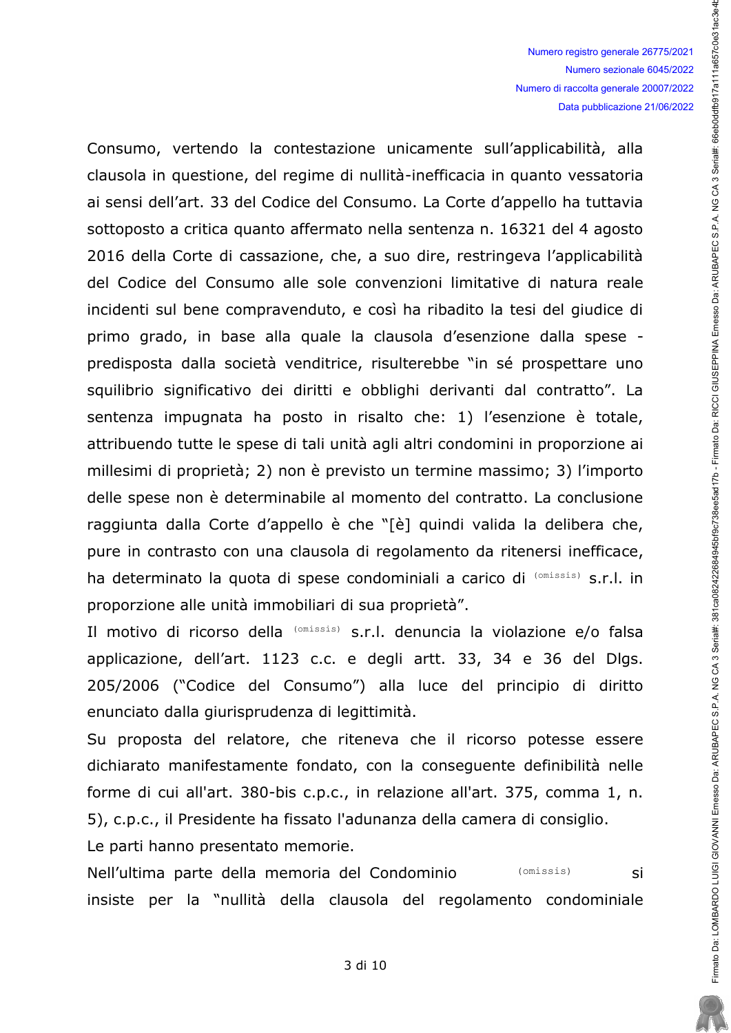Consumo, vertendo la contestazione unicamente sull'applicabilità, alla clausola in questione, del regime di nullità-inefficacia in quanto vessatoria ai sensi dell'art. 33 del Codice del Consumo. La Corte d'appello ha tuttavia sottoposto a critica quanto affermato nella sentenza n. 16321 del 4 agosto 2016 della Corte di cassazione, che, a suo dire, restringeva l'applicabilità del Codice del Consumo alle sole convenzioni limitative di natura reale incidenti sul bene compravenduto, e così ha ribadito la tesi del giudice di primo grado, in base alla quale la clausola d'esenzione dalla spese - predisposta dalla società venditrice, risulterebbe "in sé prospettare uno squilibrio significativo dei diritti e obblighi derivanti dal contratto". La sentenza impugnata ha posto in risalto che: 1) l'esenzione è totale, attribuendo tutte le spese di tali unità agli altri condomini in proporzione ai millesimi di proprietà; 2) non è previsto un termine massimo; 3) l'importo delle spese non è determinabile al momento del contratto. La conclusione raggiunta dalla Corte d'appello è che "[è] quindi valida la delibera che, pure in contrasto con una clausola di regolamento da ritenersi inefficace, ha determinato la quota di spese condominiali a carico di (omissis) s.r.l. in proporzione alle unità immobiliari di sua proprietà".

Il motivo di ricorso della (omissis) s.r.l. denuncia la violazione e/o falsa applicazione, dell'art. 1123 c.c. e degli artt. 33, 34 e 36 del Dlgs. 205/2006 ("Codice del Consumo") alla luce del principio di diritto enunciato dalla giurisprudenza di legittimità.

Su proposta del relatore, che riteneva che il ricorso potesse essere dichiarato manifestamente fondato, con la conseguente definibilità nelle forme di cui all'art. 380-bis c.p.c., in relazione all'art. 375, comma 1, n. 5), c.p.c., il Presidente ha fissato l'adunanza della camera di consiglio.

Le parti hanno presentato memorie.

Nell'ultima parte della memoria del Condominio (omissis) si insiste per la "nullità della clausola del regolamento condominiale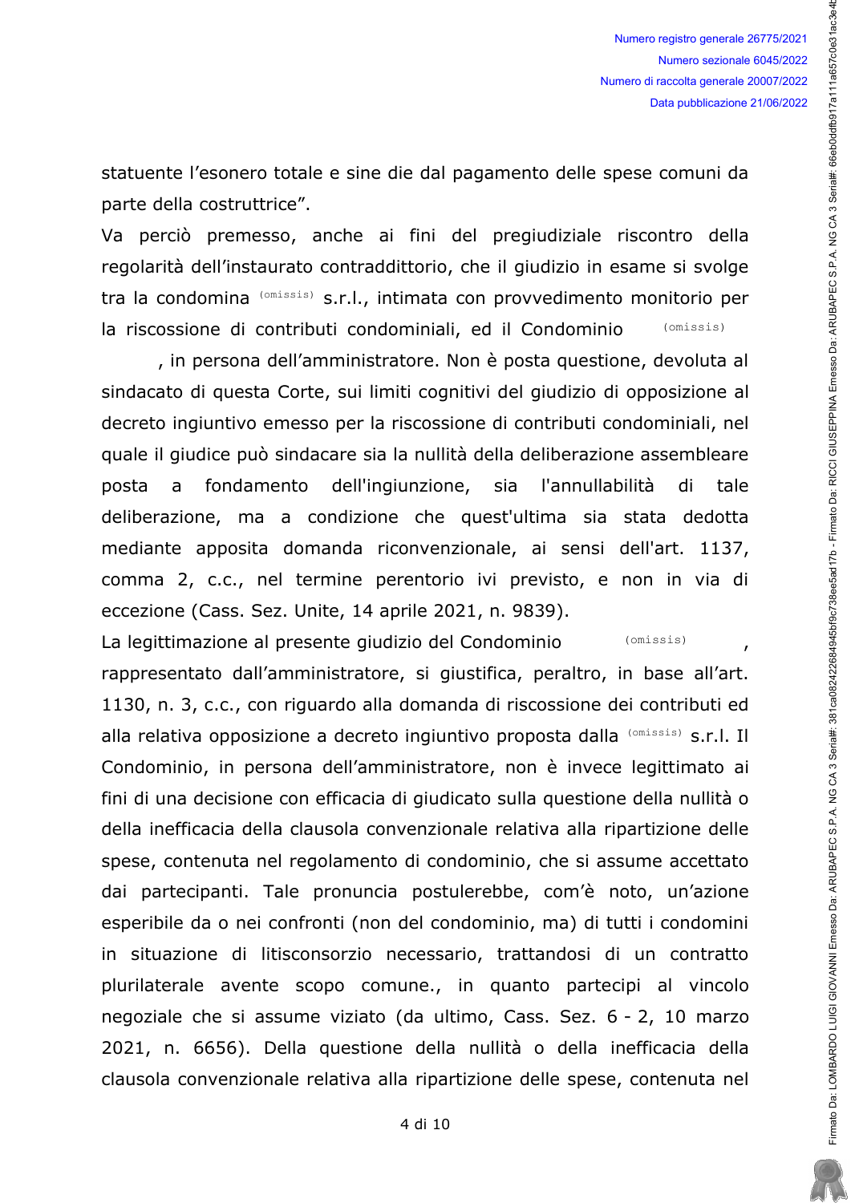statuente l'esonero totale e sine die dal pagamento delle spese comuni da parte della costruttrice".

Va perciò premesso, anche ai fini del pregiudiziale riscontro della regolarità dell'instaurato contraddittorio, che il giudizio in esame si svolge tra la condomina (omissis) s.r.l., intimata con provvedimento monitorio per la riscossione di contributi condominiali, ed il Condominio (omissis), in persona dell'amministratore. Non è posta questione, devoluta al sindacato di questa Corte, sui limiti cognitivi del giudizio di opposizione al decreto ingiuntivo emesso per la riscossione di contributi condominiali, nel quale il giudice può sindacare sia la nullità della deliberazione assembleare posta a fondamento dell'ingiunzione, sia l'annullabilità di tale deliberazione, ma a condizione che quest'ultima sia stata dedotta mediante apposita domanda riconvenzionale, ai sensi dell'art. 1137, comma 2, c.c., nel termine perentorio ivi previsto, e non in via di eccezione (Cass. Sez. Unite, 14 aprile 2021, n. 9839).

La legittimazione al presente giudizio del Condominio (omissis), rappresentato dall'amministratore, si giustifica, peraltro, in base all'art. 1130, n. 3, c.c., con riguardo alla domanda di riscossione dei contributi ed alla relativa opposizione a decreto ingiuntivo proposta dalla (omissis) s.r.l. Il Condominio, in persona dell'amministratore, non è invece legittimato ai fini di una decisione con efficacia di giudicato sulla questione della nullità o della inefficacia della clausola convenzionale relativa alla ripartizione delle spese, contenuta nel regolamento di condominio, che si assume accettato dai partecipanti. Tale pronuncia postulerebbe, com'è noto, un'azione esperibile da o nei confronti (non del condominio, ma) di tutti i condomini in situazione di litisconsorzio necessario, trattandosi di un contratto plurilaterale avente scopo comune., in quanto partecipi al vincolo negoziale che si assume viziato (da ultimo, Cass. Sez. 6 - 2, 10 marzo 2021, n. 6656). Della questione della nullità o della inefficacia della clausola convenzionale relativa alla ripartizione delle spese, contenuta nel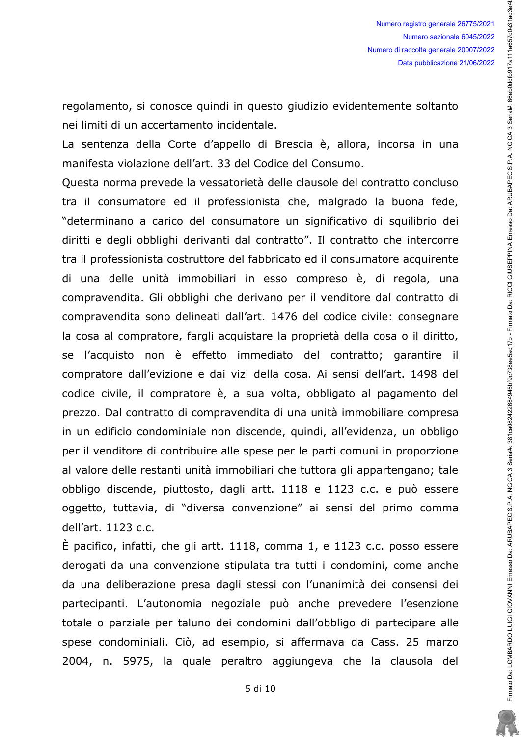regolamento, si conosce quindi in questo giudizio evidentemente soltanto nei limiti di un accertamento incidentale.

La sentenza della Corte d'appello di Brescia è, allora, incorsa in una manifesta violazione dell'art. 33 del Codice del Consumo.

Questa norma prevede la vessatorietà delle clausole del contratto concluso tra il consumatore ed il professionista che, malgrado la buona fede, "determinano a carico del consumatore un significativo di squilibrio dei diritti e degli obblighi derivanti dal contratto". Il contratto che intercorre tra il professionista costruttore del fabbricato ed il consumatore acquirente di una delle unità immobiliari in esso compreso è, di regola, una compravendita. Gli obblighi che derivano per il venditore dal contratto di compravendita sono delineati dall'art. 1476 del codice civile: consegnare la cosa al compratore, fargli acquistare la proprietà della cosa o il diritto, se l'acquisto non è effetto immediato del contratto; garantire il compratore dall'evizione e dai vizi della cosa. Ai sensi dell'art. 1498 del codice civile, il compratore è, a sua volta, obbligato al pagamento del prezzo. Dal contratto di compravendita di una unità immobiliare compresa in un edificio condominiale non discende, quindi, all'evidenza, un obbligo per il venditore di contribuire alle spese per le parti comuni in proporzione al valore delle restanti unità immobiliari che tuttora gli appartengano; tale obbligo discende, piuttosto, dagli artt. 1118 e 1123 c.c. e può essere oggetto, tuttavia, di "diversa convenzione" ai sensi del primo comma dell'art. 1123 c.c.

È pacifico, infatti, che gli artt. 1118, comma 1, e 1123 c.c. posso essere derogati da una convenzione stipulata tra tutti i condomini, come anche da una deliberazione presa dagli stessi con l'unanimità dei consensi dei partecipanti. L'autonomia negoziale può anche prevedere l'esenzione totale o parziale per taluno dei condomini dall'obbligo di partecipare alle spese condominiali. Ciò, ad esempio, si affermava da Cass. 25 marzo 2004, n. 5975, la quale peraltro aggiungeva che la clausola del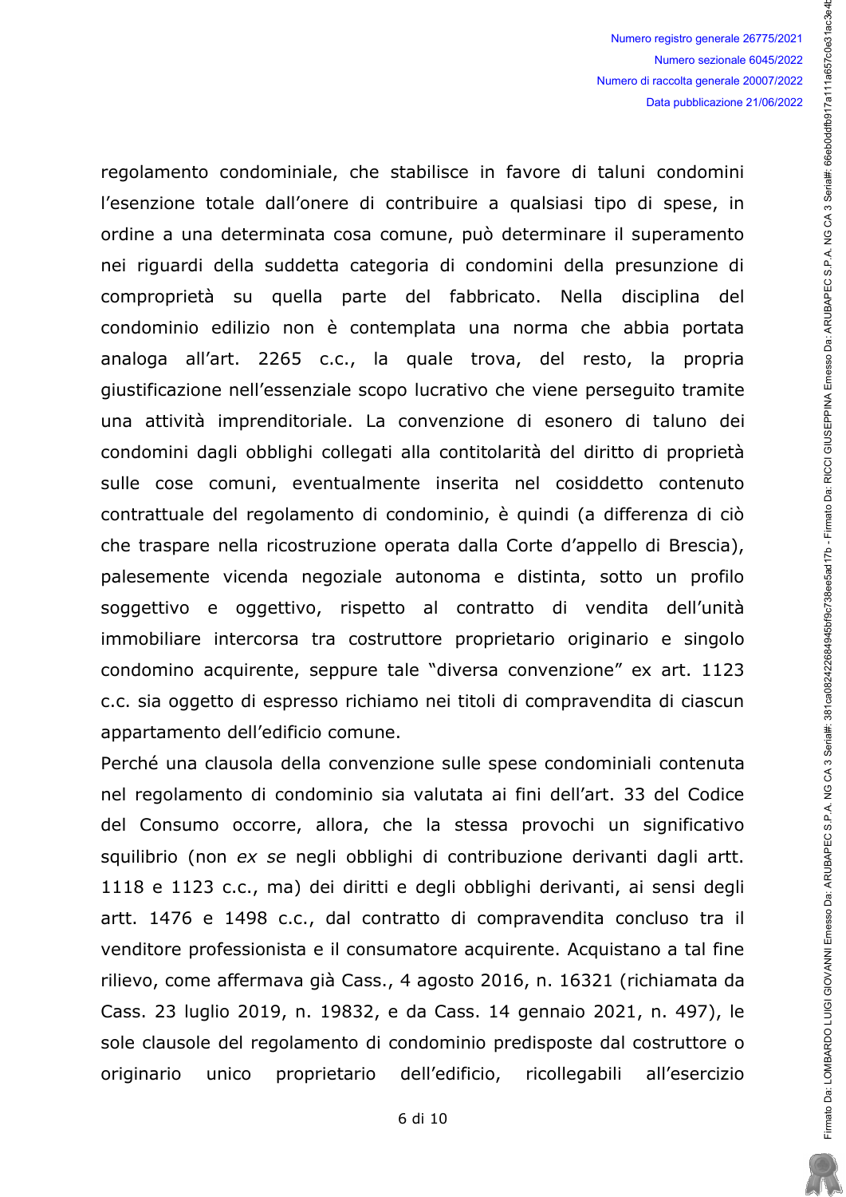regolamento condominiale, che stabilisce in favore di taluni condomini l'esenzione totale dall'onere di contribuire a qualsiasi tipo di spese, in ordine a una determinata cosa comune, può determinare il superamento nei riguardi della suddetta categoria di condomini della presunzione di comproprietà su quella parte del fabbricato. Nella disciplina del condominio edilizio non è contemplata una norma che abbia portata analoga all'art. 2265 c.c., la quale trova, del resto, la propria giustificazione nell'essenziale scopo lucrativo che viene perseguito tramite una attività imprenditoriale. La convenzione di esonero di taluno dei condomini dagli obblighi collegati alla contitolarità del diritto di proprietà sulle cose comuni, eventualmente inserita nel cosiddetto contenuto contrattuale del regolamento di condominio, è quindi (a differenza di ciò che traspare nella ricostruzione operata dalla Corte d'appello di Brescia), palesemente vicenda negoziale autonoma e distinta, sotto un profilo soggettivo e oggettivo, rispetto al contratto di vendita dell'unità immobiliare intercorsa tra costruttore proprietario originario e singolo condomino acquirente, seppure tale "diversa convenzione" ex art. 1123 c.c. sia oggetto di espresso richiamo nei titoli di compravendita di ciascun appartamento dell'edificio comune.

Perché una clausola della convenzione sulle spese condominiali contenuta nel regolamento di condominio sia valutata ai fini dell'art. 33 del Codice del Consumo occorre, allora, che la stessa provochi un significativo squilibrio (non *ex se* negli obblighi di contribuzione derivanti dagli artt. 1118 e 1123 c.c., ma) dei diritti e degli obblighi derivanti, ai sensi degli artt. 1476 e 1498 c.c., dal contratto di compravendita concluso tra il venditore professionista e il consumatore acquirente. Acquistano a tal fine rilievo, come affermava già Cass., 4 agosto 2016, n. 16321 (richiamata da Cass. 23 luglio 2019, n. 19832, e da Cass. 14 gennaio 2021, n. 497), le sole clausole del regolamento di condominio predisposte dal costruttore o originario unico proprietario dell'edificio, ricollegabili all'esercizio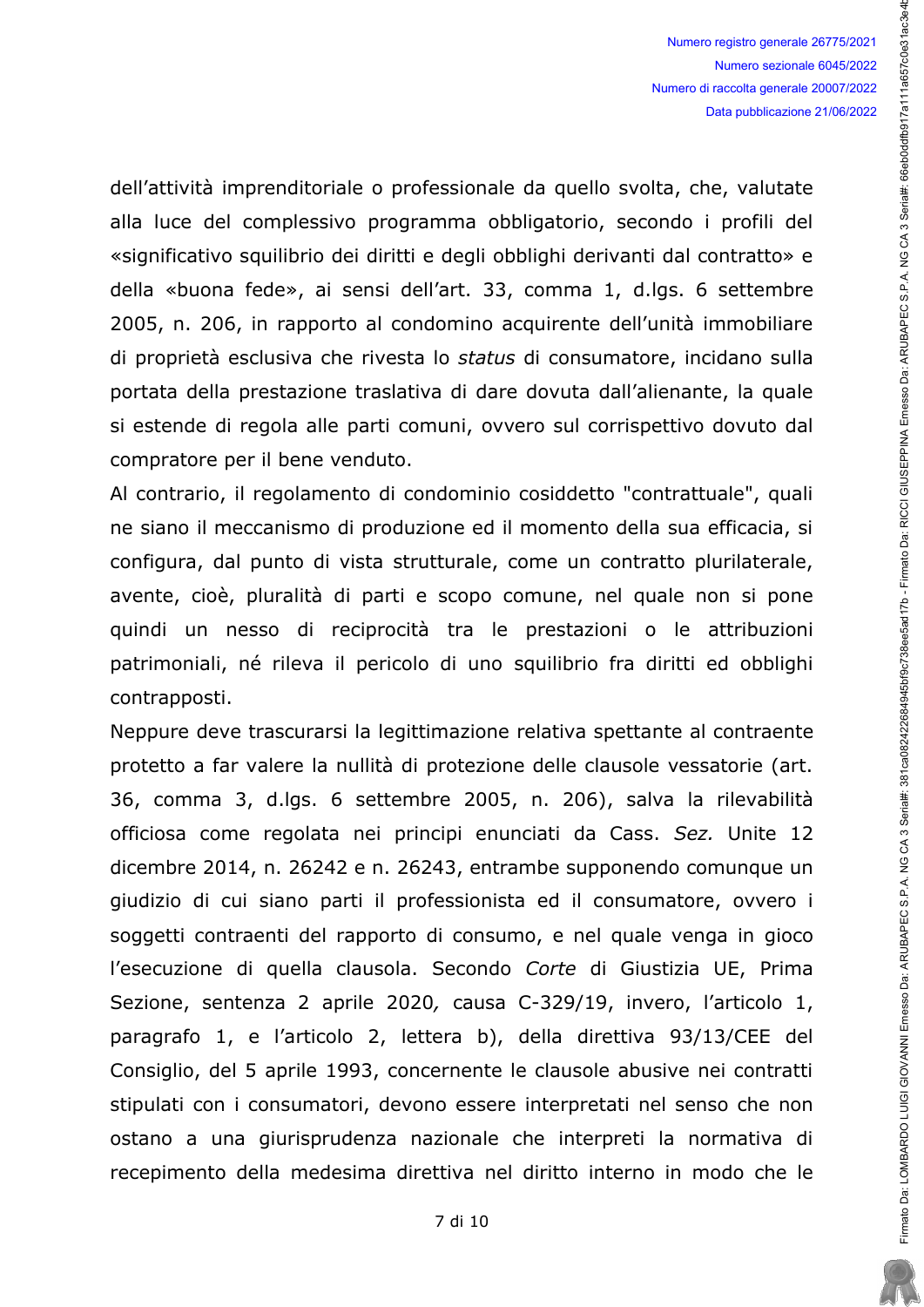dell'attività imprenditoriale o professionale da quello svolta, che, valutate alla luce del complessivo programma obbligatorio, secondo i profili del «significativo squilibrio dei diritti e degli obblighi derivanti dal contratto» e della «buona fede», ai sensi dell'art. 33, comma 1, d.lgs. 6 settembre 2005, n. 206, in rapporto al condomino acquirente dell'unità immobiliare di proprietà esclusiva che rivesta lo *status* di consumatore, incidano sulla portata della prestazione traslativa di dare dovuta dall'alienante, la quale si estende di regola alle parti comuni, ovvero sul corrispettivo dovuto dal compratore per il bene venduto.

Al contrario, il regolamento di condominio cosiddetto "contrattuale", quali ne siano il meccanismo di produzione ed il momento della sua efficacia, si configura, dal punto di vista strutturale, come un contratto plurilaterale, avente, cioè, pluralità di parti e scopo comune, nel quale non si pone quindi un nesso di reciprocità tra le prestazioni o le attribuzioni patrimoniali, né rileva il pericolo di uno squilibrio fra diritti ed obblighi contrapposti.

Neppure deve trascurarsi la legittimazione relativa spettante al contraente protetto a far valere la nullità di protezione delle clausole vessatorie (art. 36, comma 3, d.lgs. 6 settembre 2005, n. 206), salva la rilevabilità officiosa come regolata nei principi enunciati da Cass. *Sez.* Unite 12 dicembre 2014, n. 26242 e n. 26243, entrambe supponendo comunque un giudizio di cui siano parti il professionista ed il consumatore, ovvero i soggetti contraenti del rapporto di consumo, e nel quale venga in gioco l'esecuzione di quella clausola. Secondo *Corte* di Giustizia UE, Prima Sezione, sentenza 2 aprile 2020*,* causa C-329/19, invero, l'articolo 1, paragrafo 1, e l'articolo 2, lettera b), della direttiva 93/13/CEE del Consiglio, del 5 aprile 1993, concernente le clausole abusive nei contratti stipulati con i consumatori, devono essere interpretati nel senso che non ostano a una giurisprudenza nazionale che interpreti la normativa di recepimento della medesima direttiva nel diritto interno in modo che le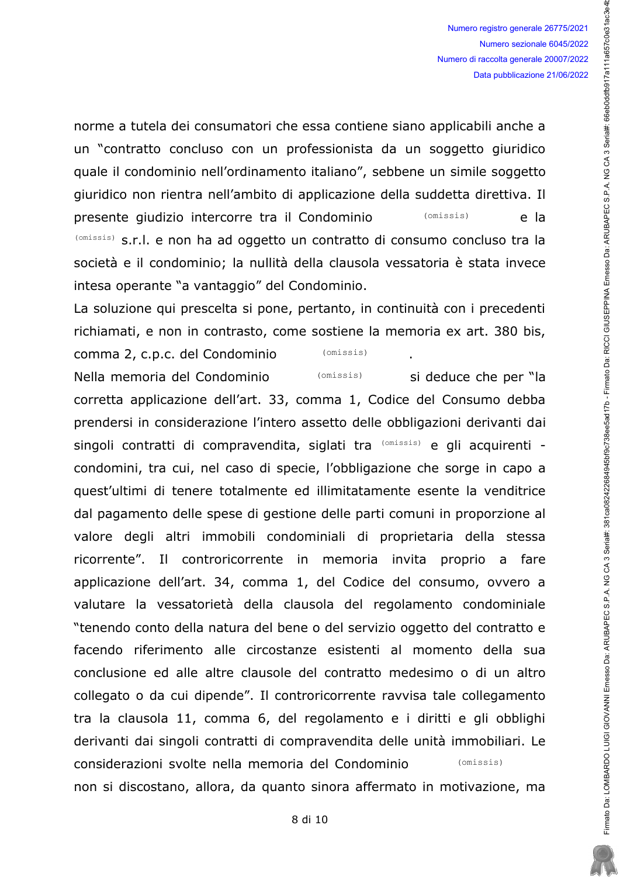norme a tutela dei consumatori che essa contiene siano applicabili anche a un "contratto concluso con un professionista da un soggetto giuridico quale il condominio nell'ordinamento italiano", sebbene un simile soggetto giuridico non rientra nell'ambito di applicazione della suddetta direttiva. Il presente giudizio intercorre tra il Condominio (omissis) e la (omissis) s.r.l. e non ha ad oggetto un contratto di consumo concluso tra la società e il condominio; la nullità della clausola vessatoria è stata invece intesa operante "a vantaggio" del Condominio.

La soluzione qui prescelta si pone, pertanto, in continuità con i precedenti richiamati, e non in contrasto, come sostiene la memoria ex art. 380 bis, comma 2, c.p.c. del Condominio (omissis).

Nella memoria del Condominio (omissis) si deduce che per "la corretta applicazione dell'art. 33, comma 1, Codice del Consumo debba prendersi in considerazione l'intero assetto delle obbligazioni derivanti dai singoli contratti di compravendita, siglati tra (omissis) e gli acquirenti - condomini, tra cui, nel caso di specie, l'obbligazione che sorge in capo a quest'ultimi di tenere totalmente ed illimitatamente esente la venditrice dal pagamento delle spese di gestione delle parti comuni in proporzione al valore degli altri immobili condominiali di proprietaria della stessa ricorrente". Il controricorrente in memoria invita proprio a fare applicazione dell'art. 34, comma 1, del Codice del consumo, ovvero a valutare la vessatorietà della clausola del regolamento condominiale "tenendo conto della natura del bene o del servizio oggetto del contratto e facendo riferimento alle circostanze esistenti al momento della sua conclusione ed alle altre clausole del contratto medesimo o di un altro collegato o da cui dipende". Il controricorrente ravvisa tale collegamento tra la clausola 11, comma 6, del regolamento e i diritti e gli obblighi derivanti dai singoli contratti di compravendita delle unità immobiliari. Le considerazioni svolte nella memoria del Condominio (omissis) non si discostano, allora, da quanto sinora affermato in motivazione, ma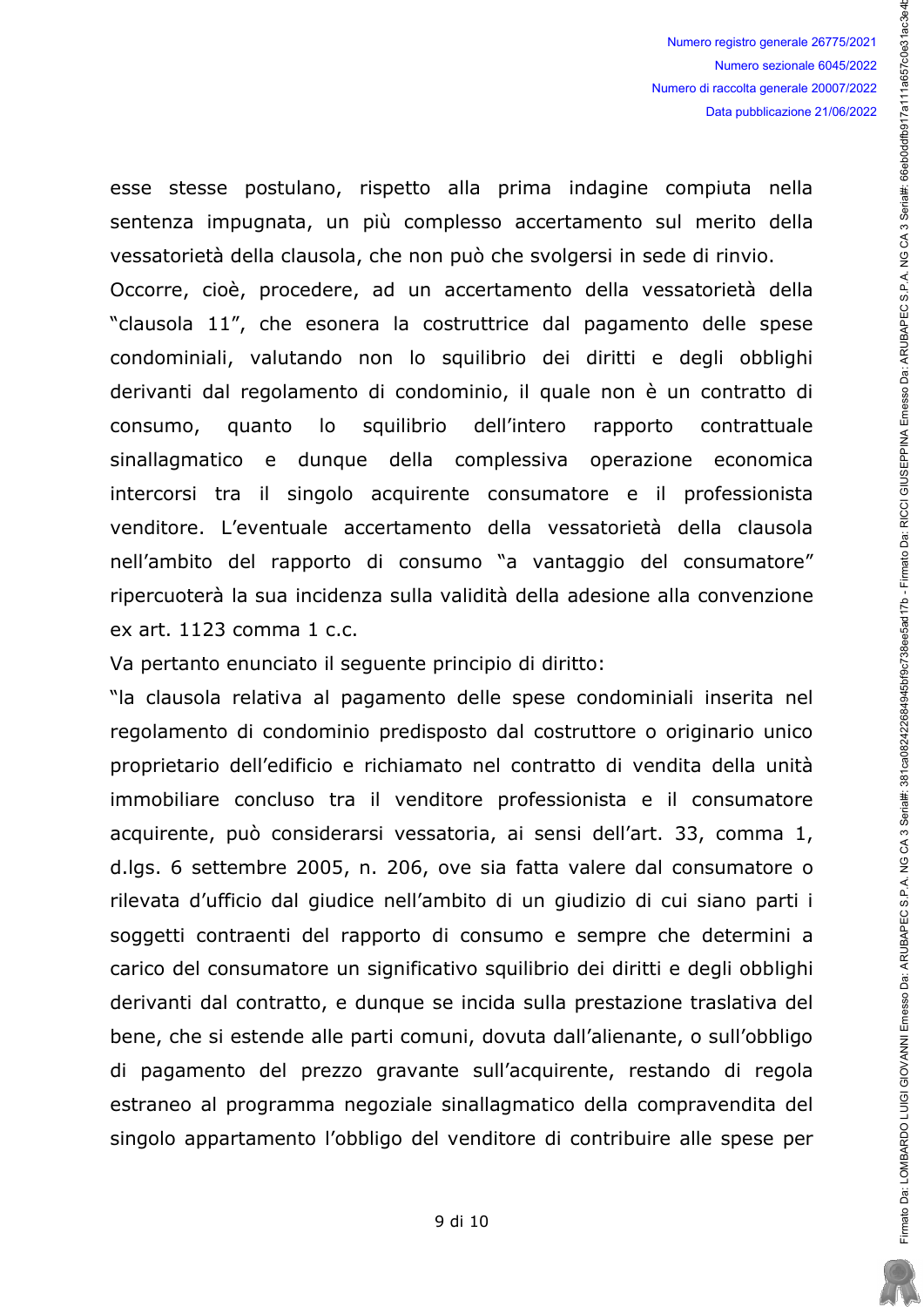esse stesse postulano, rispetto alla prima indagine compiuta nella sentenza impugnata, un più complesso accertamento sul merito della vessatorietà della clausola, che non può che svolgersi in sede di rinvio.

Occorre, cioè, procedere, ad un accertamento della vessatorietà della "clausola 11", che esonera la costruttrice dal pagamento delle spese condominiali, valutando non lo squilibrio dei diritti e degli obblighi derivanti dal regolamento di condominio, il quale non è un contratto di consumo, quanto lo squilibrio dell'intero rapporto contrattuale sinallagmatico e dunque della complessiva operazione economica intercorsi tra il singolo acquirente consumatore e il professionista venditore. L'eventuale accertamento della vessatorietà della clausola nell'ambito del rapporto di consumo "a vantaggio del consumatore" ripercuoterà la sua incidenza sulla validità della adesione alla convenzione ex art. 1123 comma 1 c.c.

Va pertanto enunciato il seguente principio di diritto:

"la clausola relativa al pagamento delle spese condominiali inserita nel regolamento di condominio predisposto dal costruttore o originario unico proprietario dell'edificio e richiamato nel contratto di vendita della unità immobiliare concluso tra il venditore professionista e il consumatore acquirente, può considerarsi vessatoria, ai sensi dell'art. 33, comma 1, d.lgs. 6 settembre 2005, n. 206, ove sia fatta valere dal consumatore o rilevata d'ufficio dal giudice nell'ambito di un giudizio di cui siano parti i soggetti contraenti del rapporto di consumo e sempre che determini a carico del consumatore un significativo squilibrio dei diritti e degli obblighi derivanti dal contratto, e dunque se incida sulla prestazione traslativa del bene, che si estende alle parti comuni, dovuta dall'alienante, o sull'obbligo di pagamento del prezzo gravante sull'acquirente, restando di regola estraneo al programma negoziale sinallagmatico della compravendita del singolo appartamento l'obbligo del venditore di contribuire alle spese per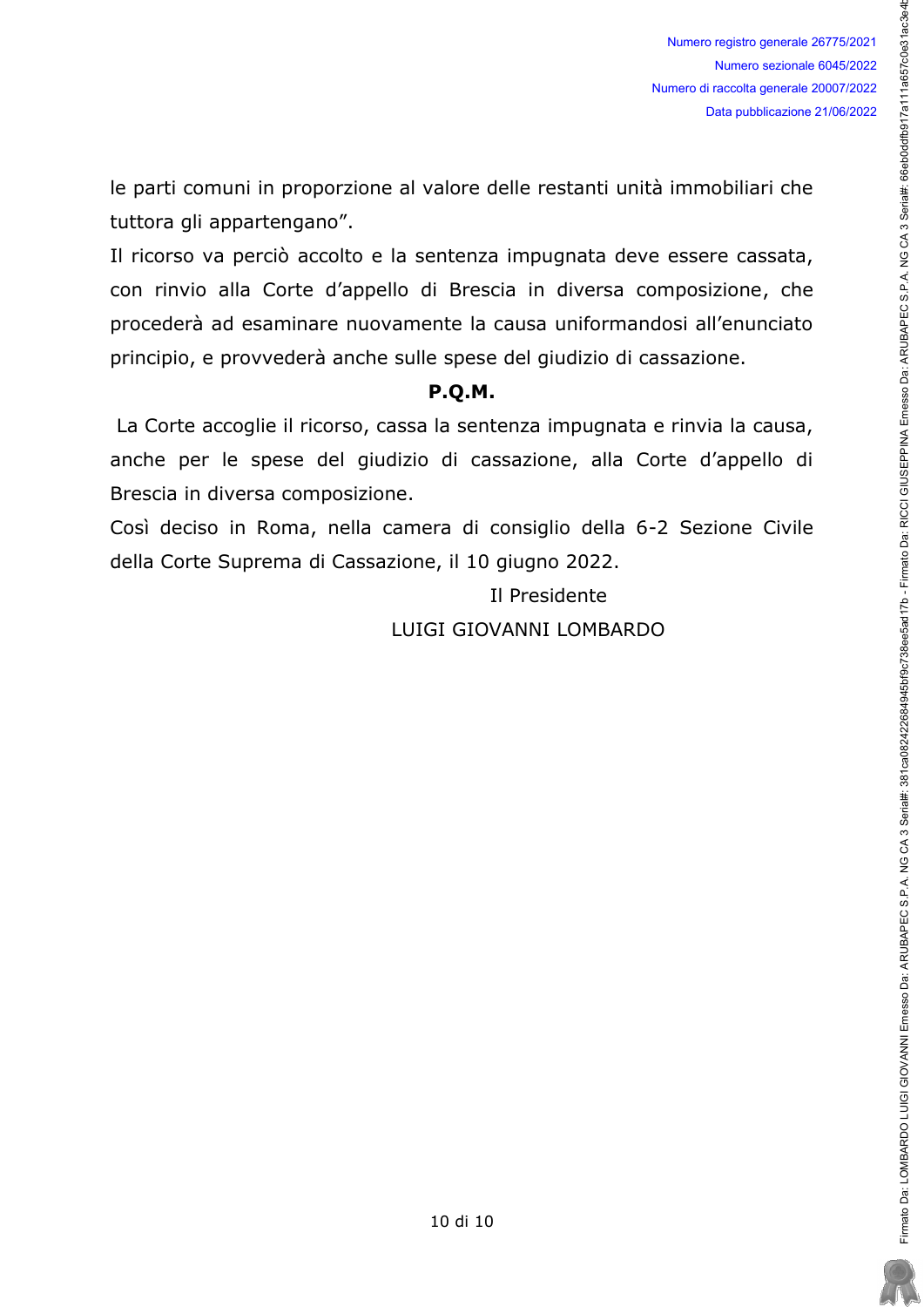le parti comuni in proporzione al valore delle restanti unità immobiliari che tuttora gli appartengano”.

Il ricorso va perciò accolto e la sentenza impugnata deve essere cassata, con rinvio alla Corte d’appello di Brescia in diversa composizione, che procederà ad esaminare nuovamente la causa uniformandosi all’enunciato principio, e provvederà anche sulle spese del giudizio di cassazione.

**P.Q.M.**

La Corte accoglie il ricorso, cassa la sentenza impugnata e rinvia la causa, anche per le spese del giudizio di cassazione, alla Corte d’appello di Brescia in diversa composizione.

Così deciso in Roma, nella camera di consiglio della 6-2 Sezione Civile della Corte Suprema di Cassazione, il 10 giugno 2022.

Il Presidente

LUIGI GIOVANNI LOMBARDO